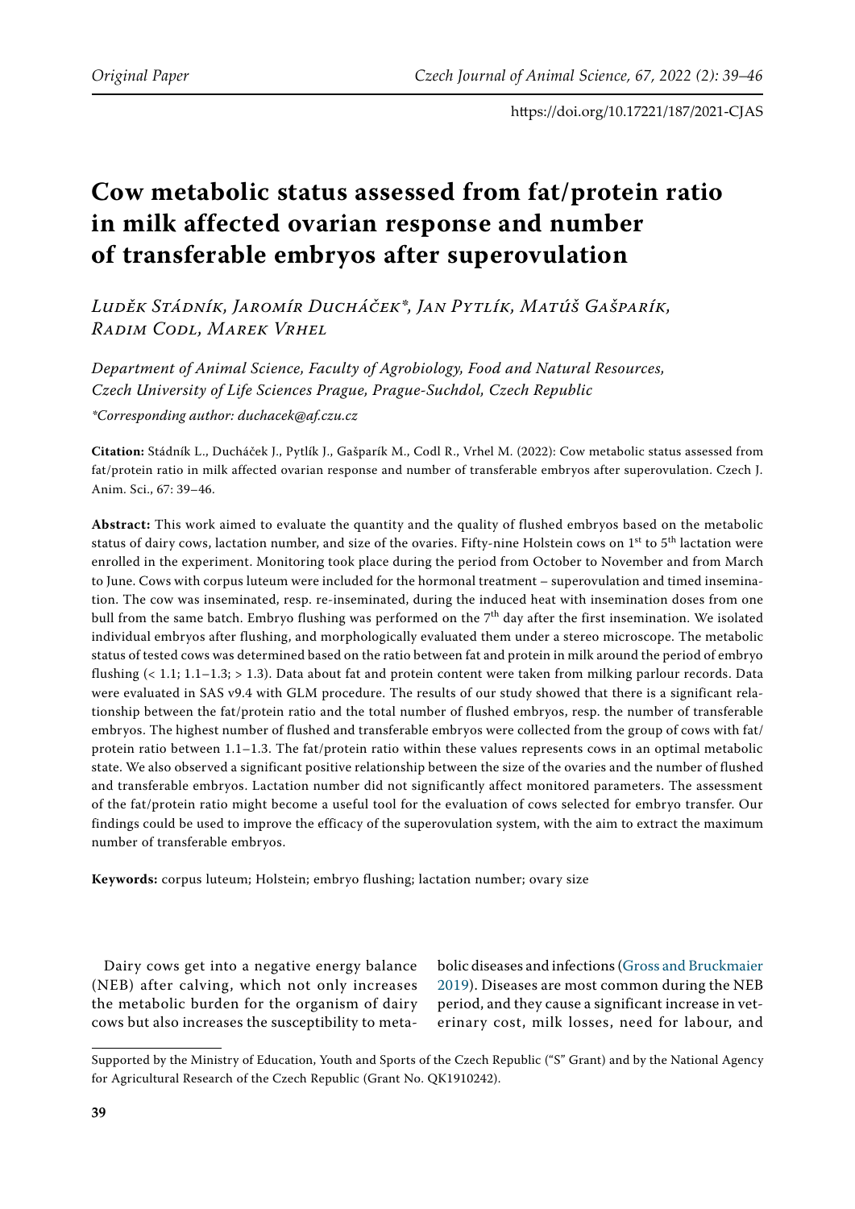# Cow metabolic status assessed from fat/protein ratio in milk affected ovarian response and number of transferable embryos after superovulation

*Luděk Stádník, Jaromír Ducháček\*, Jan Pytlík, Matúš Gašparík, Radim Codl, Marek Vrhel*

*Department of Animal Science, Faculty of Agrobiology, Food and Natural Resources, Czech University of Life Sciences Prague, Prague-Suchdol, Czech Republic*

*\*Corresponding author: duchacek@af.czu.cz*

**Citation:** Stádník L., Ducháček J., Pytlík J., Gašparík M., Codl R., Vrhel M. (2022): Cow metabolic status assessed from fat/protein ratio in milk affected ovarian response and number of transferable embryos after superovulation. Czech J. Anim. Sci., 67: 39–46.

**Abstract:** This work aimed to evaluate the quantity and the quality of flushed embryos based on the metabolic status of dairy cows, lactation number, and size of the ovaries. Fifty-nine Holstein cows on 1st to 5th lactation were enrolled in the experiment. Monitoring took place during the period from October to November and from March to June. Cows with corpus luteum were included for the hormonal treatment – superovulation and timed insemination. The cow was inseminated, resp. re-inseminated, during the induced heat with insemination doses from one bull from the same batch. Embryo flushing was performed on the 7th day after the first insemination. We isolated individual embryos after flushing, and morphologically evaluated them under a stereo microscope. The metabolic status of tested cows was determined based on the ratio between fat and protein in milk around the period of embryo flushing (< 1.1; 1.1–1.3; > 1.3). Data about fat and protein content were taken from milking parlour records. Data were evaluated in SAS v9.4 with GLM procedure. The results of our study showed that there is a significant relationship between the fat/protein ratio and the total number of flushed embryos, resp. the number of transferable embryos. The highest number of flushed and transferable embryos were collected from the group of cows with fat/protein ratio between 1.1–1.3. The fat/protein ratio within these values represents cows in an optimal metabolic state. We also observed a significant positive relationship between the size of the ovaries and the number of flushed and transferable embryos. Lactation number did not significantly affect monitored parameters. The assessment of the fat/protein ratio might become a useful tool for the evaluation of cows selected for embryo transfer. Our findings could be used to improve the efficacy of the superovulation system, with the aim to extract the maximum number of transferable embryos.

**Keywords:** corpus luteum; Holstein; embryo flushing; lactation number; ovary size

Dairy cows get into a negative energy balance (NEB) after calving, which not only increases the metabolic burden for the organism of dairy cows but also increases the susceptibility to metabolic diseases and infections (Gross and Bruckmaier 2019). Diseases are most common during the NEB period, and they cause a significant increase in veterinary cost, milk losses, need for labour, and

Supported by the Ministry of Education, Youth and Sports of the Czech Republic ("S" Grant) and by the National Agency for Agricultural Research of the Czech Republic (Grant No. QK1910242).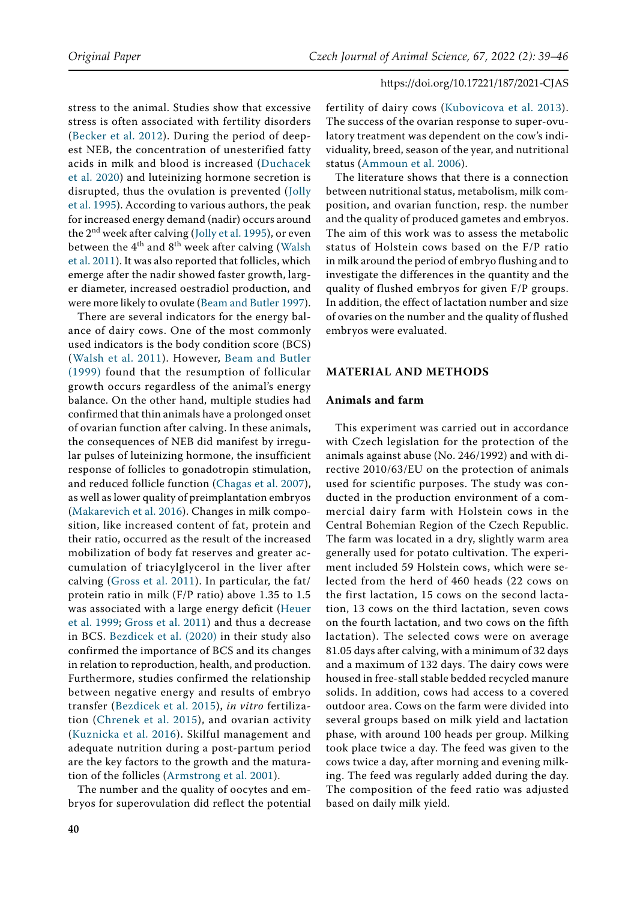stress to the animal. Studies show that excessive stress is often associated with fertility disorders (Becker et al. 2012). During the period of deepest NEB, the concentration of unesterified fatty acids in milk and blood is increased (Duchacek et al. 2020) and luteinizing hormone secretion is disrupted, thus the ovulation is prevented (Jolly et al. 1995). According to various authors, the peak for increased energy demand (nadir) occurs around the 2nd week after calving (Jolly et al. 1995), or even between the 4th and 8th week after calving (Walsh et al. 2011). It was also reported that follicles, which emerge after the nadir showed faster growth, larger diameter, increased oestradiol production, and were more likely to ovulate (Beam and Butler 1997).

There are several indicators for the energy balance of dairy cows. One of the most commonly used indicators is the body condition score (BCS) (Walsh et al. 2011). However, Beam and Butler (1999) found that the resumption of follicular growth occurs regardless of the animal's energy balance. On the other hand, multiple studies had confirmed that thin animals have a prolonged onset of ovarian function after calving. In these animals, the consequences of NEB did manifest by irregular pulses of luteinizing hormone, the insufficient response of follicles to gonadotropin stimulation, and reduced follicle function (Chagas et al. 2007), as well as lower quality of preimplantation embryos (Makarevich et al. 2016). Changes in milk composition, like increased content of fat, protein and their ratio, occurred as the result of the increased mobilization of body fat reserves and greater accumulation of triacylglycerol in the liver after calving (Gross et al. 2011). In particular, the fat/protein ratio in milk (F/P ratio) above 1.35 to 1.5 was associated with a large energy deficit (Heuer et al. 1999; Gross et al. 2011) and thus a decrease in BCS. Bezdicek et al. (2020) in their study also confirmed the importance of BCS and its changes in relation to reproduction, health, and production. Furthermore, studies confirmed the relationship between negative energy and results of embryo transfer (Bezdicek et al. 2015), *in vitro* fertilization (Chrenek et al. 2015), and ovarian activity (Kuznicka et al. 2016). Skilful management and adequate nutrition during a post-partum period are the key factors to the growth and the maturation of the follicles (Armstrong et al. 2001).

The number and the quality of oocytes and embryos for superovulation did reflect the potential fertility of dairy cows (Kubovicova et al. 2013). The success of the ovarian response to super-ovulatory treatment was dependent on the cow's individuality, breed, season of the year, and nutritional status (Ammoun et al. 2006).

The literature shows that there is a connection between nutritional status, metabolism, milk composition, and ovarian function, resp. the number and the quality of produced gametes and embryos. The aim of this work was to assess the metabolic status of Holstein cows based on the F/P ratio in milk around the period of embryo flushing and to investigate the differences in the quantity and the quality of flushed embryos for given F/P groups. In addition, the effect of lactation number and size of ovaries on the number and the quality of flushed embryos were evaluated.

## MATERIAL AND METHODS

### Animals and farm

This experiment was carried out in accordance with Czech legislation for the protection of the animals against abuse (No. 246/1992) and with directive 2010/63/EU on the protection of animals used for scientific purposes. The study was conducted in the production environment of a commercial dairy farm with Holstein cows in the Central Bohemian Region of the Czech Republic. The farm was located in a dry, slightly warm area generally used for potato cultivation. The experiment included 59 Holstein cows, which were selected from the herd of 460 heads (22 cows on the first lactation, 15 cows on the second lactation, 13 cows on the third lactation, seven cows on the fourth lactation, and two cows on the fifth lactation). The selected cows were on average 81.05 days after calving, with a minimum of 32 days and a maximum of 132 days. The dairy cows were housed in free-stall stable bedded recycled manure solids. In addition, cows had access to a covered outdoor area. Cows on the farm were divided into several groups based on milk yield and lactation phase, with around 100 heads per group. Milking took place twice a day. The feed was given to the cows twice a day, after morning and evening milking. The feed was regularly added during the day. The composition of the feed ratio was adjusted based on daily milk yield.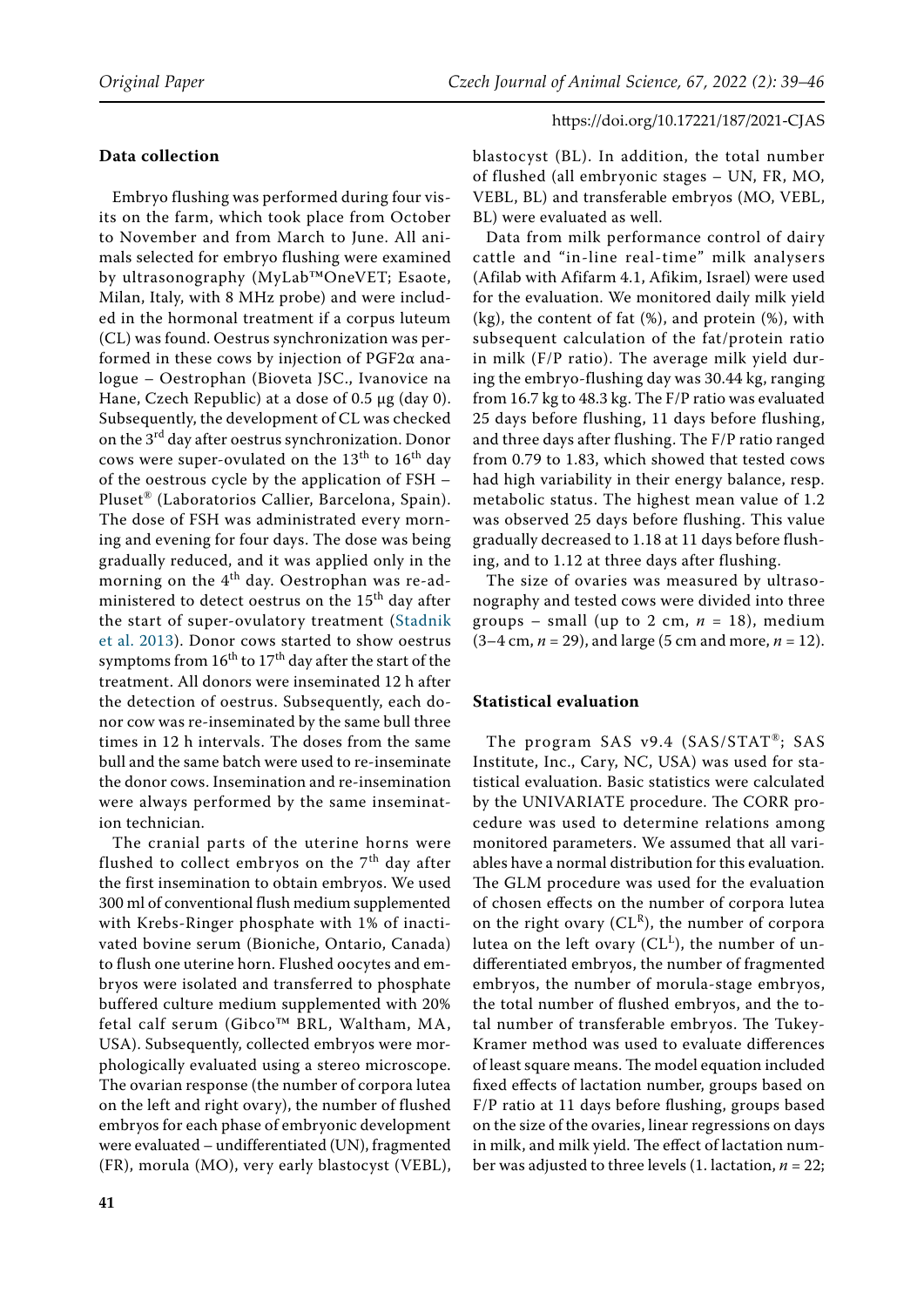### Data collection

Embryo flushing was performed during four visits on the farm, which took place from October to November and from March to June. All animals selected for embryo flushing were examined by ultrasonography (MyLab™OneVET; Esaote, Milan, Italy, with 8 MHz probe) and were included in the hormonal treatment if a corpus luteum (CL) was found. Oestrus synchronization was performed in these cows by injection of PGF2α analogue – Oestrophan (Bioveta JSC., Ivanovice na Hane, Czech Republic) at a dose of 0.5 µg (day 0). Subsequently, the development of CL was checked on the 3rd day after oestrus synchronization. Donor cows were super-ovulated on the 13th to 16th day of the oestrous cycle by the application of FSH – Pluset® (Laboratorios Callier, Barcelona, Spain). The dose of FSH was administrated every morning and evening for four days. The dose was being gradually reduced, and it was applied only in the morning on the 4th day. Oestrophan was re-administered to detect oestrus on the 15th day after the start of super-ovulatory treatment (Stadnik et al. 2013). Donor cows started to show oestrus symptoms from 16th to 17th day after the start of the treatment. All donors were inseminated 12 h after the detection of oestrus. Subsequently, each donor cow was re-inseminated by the same bull three times in 12 h intervals. The doses from the same bull and the same batch were used to re-inseminate the donor cows. Insemination and re-insemination were always performed by the same insemination technician.

The cranial parts of the uterine horns were flushed to collect embryos on the 7th day after the first insemination to obtain embryos. We used 300 ml of conventional flush medium supplemented with Krebs-Ringer phosphate with 1% of inactivated bovine serum (Bioniche, Ontario, Canada) to flush one uterine horn. Flushed oocytes and embryos were isolated and transferred to phosphate buffered culture medium supplemented with 20% fetal calf serum (Gibco™ BRL, Waltham, MA, USA). Subsequently, collected embryos were morphologically evaluated using a stereo microscope. The ovarian response (the number of corpora lutea on the left and right ovary), the number of flushed embryos for each phase of embryonic development were evaluated – undifferentiated (UN), fragmented (FR), morula (MO), very early blastocyst (VEBL), blastocyst (BL). In addition, the total number of flushed (all embryonic stages – UN, FR, MO, VEBL, BL) and transferable embryos (MO, VEBL, BL) were evaluated as well.

Data from milk performance control of dairy cattle and "in-line real-time" milk analysers (Afilab with Afifarm 4.1, Afikim, Israel) were used for the evaluation. We monitored daily milk yield (kg), the content of fat (%), and protein (%), with subsequent calculation of the fat/protein ratio in milk (F/P ratio). The average milk yield during the embryo-flushing day was 30.44 kg, ranging from 16.7 kg to 48.3 kg. The F/P ratio was evaluated 25 days before flushing, 11 days before flushing, and three days after flushing. The F/P ratio ranged from 0.79 to 1.83, which showed that tested cows had high variability in their energy balance, resp. metabolic status. The highest mean value of 1.2 was observed 25 days before flushing. This value gradually decreased to 1.18 at 11 days before flushing, and to 1.12 at three days after flushing.

The size of ovaries was measured by ultrasonography and tested cows were divided into three groups – small (up to 2 cm, $n = 18$), medium (3–4 cm, $n = 29$), and large (5 cm and more, $n = 12$).

### Statistical evaluation

The program SAS v9.4 (SAS/STAT®; SAS Institute, Inc., Cary, NC, USA) was used for statistical evaluation. Basic statistics were calculated by the UNIVARIATE procedure. The CORR procedure was used to determine relations among monitored parameters. We assumed that all variables have a normal distribution for this evaluation. The GLM procedure was used for the evaluation of chosen effects on the number of corpora lutea on the right ovary ($CL^R$), the number of corpora lutea on the left ovary ($CL^L$), the number of undifferentiated embryos, the number of fragmented embryos, the number of morula-stage embryos, the total number of flushed embryos, and the total number of transferable embryos. The Tukey-Kramer method was used to evaluate differences of least square means. The model equation included fixed effects of lactation number, groups based on F/P ratio at 11 days before flushing, groups based on the size of the ovaries, linear regressions on days in milk, and milk yield. The effect of lactation number was adjusted to three levels (1. lactation, $n = 22$;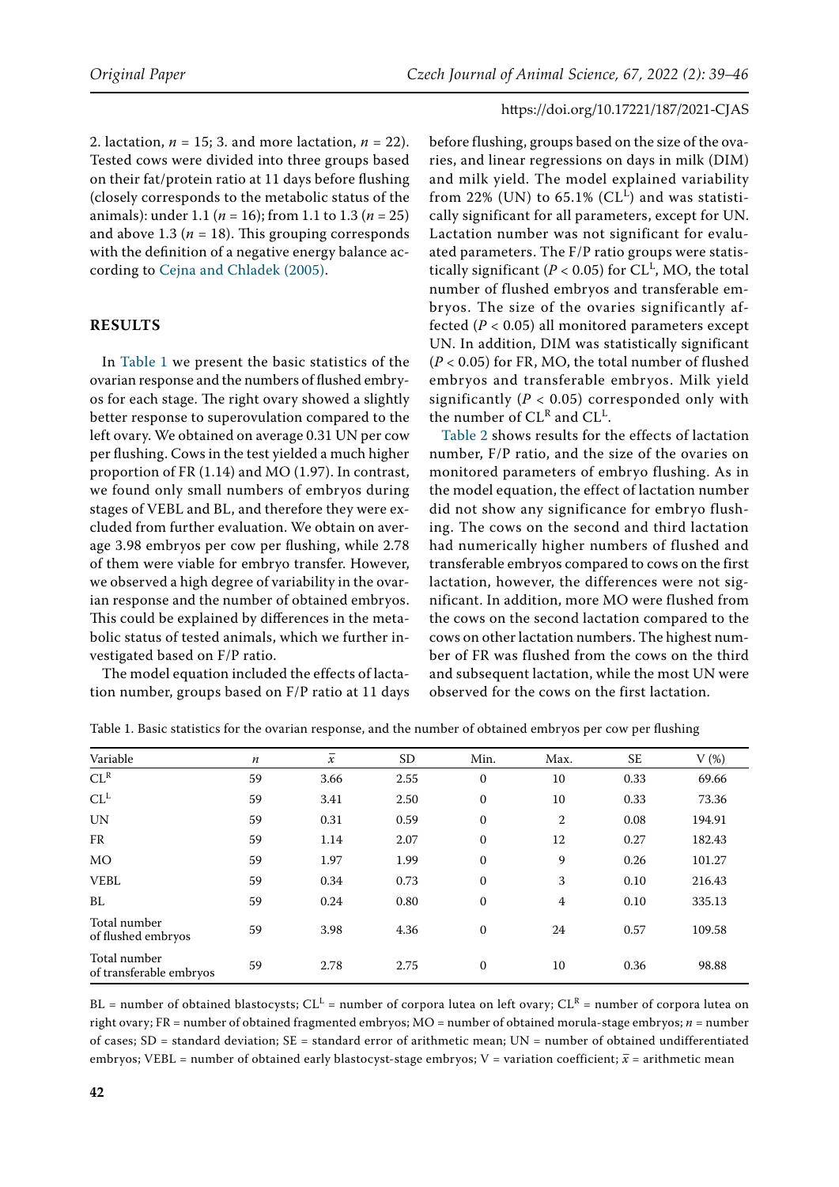2. lactation, $n = 15$; 3. and more lactation, $n = 22$). Tested cows were divided into three groups based on their fat/protein ratio at 11 days before flushing (closely corresponds to the metabolic status of the animals): under 1.1 ($n = 16$); from 1.1 to 1.3 ($n = 25$) and above 1.3 ($n = 18$). This grouping corresponds with the definition of a negative energy balance according to Cejna and Chladek (2005).

## RESULTS

In Table 1 we present the basic statistics of the ovarian response and the numbers of flushed embryos for each stage. The right ovary showed a slightly better response to superovulation compared to the left ovary. We obtained on average 0.31 UN per cow per flushing. Cows in the test yielded a much higher proportion of FR (1.14) and MO (1.97). In contrast, we found only small numbers of embryos during stages of VEBL and BL, and therefore they were excluded from further evaluation. We obtain on average 3.98 embryos per cow per flushing, while 2.78 of them were viable for embryo transfer. However, we observed a high degree of variability in the ovarian response and the number of obtained embryos. This could be explained by differences in the metabolic status of tested animals, which we further investigated based on F/P ratio.

The model equation included the effects of lactation number, groups based on F/P ratio at 11 days before flushing, groups based on the size of the ovaries, and linear regressions on days in milk (DIM) and milk yield. The model explained variability from 22% (UN) to 65.1% ($CL^L$) and was statistically significant for all parameters, except for UN. Lactation number was not significant for evaluated parameters. The F/P ratio groups were statistically significant ($P < 0.05$) for $CL^L$, MO, the total number of flushed embryos and transferable embryos. The size of the ovaries significantly affected ($P < 0.05$) all monitored parameters except UN. In addition, DIM was statistically significant ($P < 0.05$) for FR, MO, the total number of flushed embryos and transferable embryos. Milk yield significantly ($P < 0.05$) corresponded only with the number of $CL^R$ and $CL^L$.

Table 2 shows results for the effects of lactation number, F/P ratio, and the size of the ovaries on monitored parameters of embryo flushing. As in the model equation, the effect of lactation number did not show any significance for embryo flushing. The cows on the second and third lactation had numerically higher numbers of flushed and transferable embryos compared to cows on the first lactation, however, the differences were not significant. In addition, more MO were flushed from the cows on the second lactation compared to the cows on other lactation numbers. The highest number of FR was flushed from the cows on the third and subsequent lactation, while the most UN were observed for the cows on the first lactation.

Table 1. Basic statistics for the ovarian response, and the number of obtained embryos per cow per flushing

| Variable | $n$ | $\bar{x}$ | SD | Min. | Max. | SE | V (%) |
|---|---|---|---|---|---|---|---|
| $CL^R$ | 59 | 3.66 | 2.55 | 0 | 10 | 0.33 | 69.66 |
| $CL^L$ | 59 | 3.41 | 2.50 | 0 | 10 | 0.33 | 73.36 |
| UN | 59 | 0.31 | 0.59 | 0 | 2 | 0.08 | 194.91 |
| FR | 59 | 1.14 | 2.07 | 0 | 12 | 0.27 | 182.43 |
| MO | 59 | 1.97 | 1.99 | 0 | 9 | 0.26 | 101.27 |
| VEBL | 59 | 0.34 | 0.73 | 0 | 3 | 0.10 | 216.43 |
| BL | 59 | 0.24 | 0.80 | 0 | 4 | 0.10 | 335.13 |
| Total number of flushed embryos | 59 | 3.98 | 4.36 | 0 | 24 | 0.57 | 109.58 |
| Total number of transferable embryos | 59 | 2.78 | 2.75 | 0 | 10 | 0.36 | 98.88 |

BL = number of obtained blastocysts; $CL^L$ = number of corpora lutea on left ovary; $CL^R$ = number of corpora lutea on right ovary; FR = number of obtained fragmented embryos; MO = number of obtained morula-stage embryos; $n$ = number of cases; SD = standard deviation; SE = standard error of arithmetic mean; UN = number of obtained undifferentiated embryos; VEBL = number of obtained early blastocyst-stage embryos; V = variation coefficient; $\bar{x}$ = arithmetic mean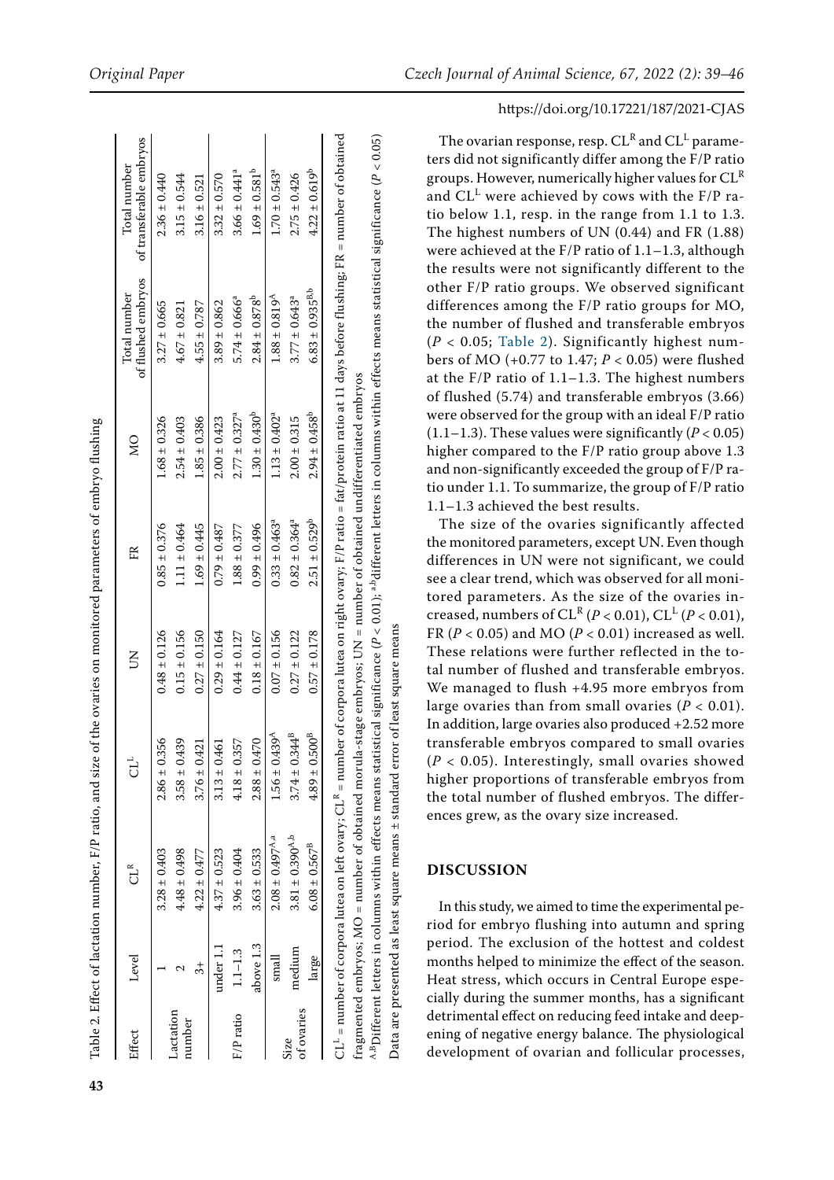Table 2. Effect of lactation number, F/P ratio, and size of the ovaries on monitored parameters of embryo flushing

| Effect | Level | $CL^R$ | $CL^L$ | UN | FR | MO | Total number of flushed embryos | Total number of transferable embryos |
|---|---|---|---|---|---|---|---|---|
| Lactation number | 1 | 3.28 ± 0.403 | 2.86 ± 0.356 | 0.48 ± 0.126 | 0.85 ± 0.376 | 1.68 ± 0.326 | 3.27 ± 0.665 | 2.36 ± 0.440 |
| | 2 | 4.48 ± 0.498 | 3.58 ± 0.439 | 0.15 ± 0.156 | 1.11 ± 0.464 | 2.54 ± 0.403 | 4.67 ± 0.821 | 3.15 ± 0.544 |
| | 3+ | 4.22 ± 0.477 | 3.76 ± 0.421 | 0.27 ± 0.150 | 1.69 ± 0.445 | 1.85 ± 0.386 | 4.55 ± 0.787 | 3.16 ± 0.521 |
| F/P ratio | under 1.1 | 4.37 ± 0.523 | 3.13 ± 0.461 | 0.29 ± 0.164 | 0.79 ± 0.487 | 2.00 ± 0.423 | 3.89 ± 0.862 | 3.32 ± 0.570 |
| | 1.1–1.3 | 3.96 ± 0.404 | 4.18 ± 0.357 | 0.44 ± 0.127 | 1.88 ± 0.377 | 2.77 ± 0.327[a] | 5.74 ± 0.666[a] | 3.66 ± 0.441[a] |
| | above 1.3 | 3.63 ± 0.533 | 2.88 ± 0.470 | 0.18 ± 0.167 | 0.99 ± 0.496 | 1.30 ± 0.430[b] | 2.84 ± 0.878[b] | 1.69 ± 0.581[b] |
| Size of ovaries | small | 2.08 ± 0.497[A,a] | 1.56 ± 0.439[A] | 0.07 ± 0.156 | 0.33 ± 0.463[a] | 1.13 ± 0.402[a] | 1.88 ± 0.819[A] | 1.70 ± 0.543[a] |
| | medium | 3.81 ± 0.390[A,b] | 3.74 ± 0.344[B] | 0.27 ± 0.122 | 0.82 ± 0.364[a] | 2.00 ± 0.315 | 3.77 ± 0.643[a] | 2.75 ± 0.426 |
| | large | 6.08 ± 0.567[B] | 4.89 ± 0.500[B] | 0.57 ± 0.178 | 2.51 ± 0.529[b] | 2.94 ± 0.458[b] | 6.83 ± 0.935[B,b] | 4.22 ± 0.619[b] |

$CL^L$ = number of corpora lutea on left ovary; $CL^R$ = number of corpora lutea on right ovary; F/P ratio = fat/protein ratio at 11 days before flushing; FR = number of obtained fragmented embryos; MO = number of obtained morula-stage embryos; UN = number of obtained undifferentiated embryos

[A,B]Different letters in columns within effects means statistical significance ($P < 0.01$); [a,b]different letters in columns within effects means statistical significance ($P < 0.05$)

Data are presented as least square means ± standard error of least square means

The ovarian response, resp. $CL^R$ and $CL^L$ parameters did not significantly differ among the F/P ratio groups. However, numerically higher values for $CL^R$ and $CL^L$ were achieved by cows with the F/P ratio below 1.1, resp. in the range from 1.1 to 1.3. The highest numbers of UN (0.44) and FR (1.88) were achieved at the F/P ratio of 1.1–1.3, although the results were not significantly different to the other F/P ratio groups. We observed significant differences among the F/P ratio groups for MO, the number of flushed and transferable embryos ($P < 0.05$; Table 2). Significantly highest numbers of MO (+0.77 to 1.47; $P < 0.05$) were flushed at the F/P ratio of 1.1–1.3. The highest numbers of flushed (5.74) and transferable embryos (3.66) were observed for the group with an ideal F/P ratio (1.1–1.3). These values were significantly ($P < 0.05$) higher compared to the F/P ratio group above 1.3 and non-significantly exceeded the group of F/P ratio under 1.1. To summarize, the group of F/P ratio 1.1–1.3 achieved the best results.

The size of the ovaries significantly affected the monitored parameters, except UN. Even though differences in UN were not significant, we could see a clear trend, which was observed for all monitored parameters. As the size of the ovaries increased, numbers of $CL^R$ ($P < 0.01$), $CL^L$ ($P < 0.01$), FR ($P < 0.05$) and MO ($P < 0.01$) increased as well. These relations were further reflected in the total number of flushed and transferable embryos. We managed to flush +4.95 more embryos from large ovaries than from small ovaries ($P < 0.01$). In addition, large ovaries also produced +2.52 more transferable embryos compared to small ovaries ($P < 0.05$). Interestingly, small ovaries showed higher proportions of transferable embryos from the total number of flushed embryos. The differences grew, as the ovary size increased.

## DISCUSSION

In this study, we aimed to time the experimental period for embryo flushing into autumn and spring period. The exclusion of the hottest and coldest months helped to minimize the effect of the season. Heat stress, which occurs in Central Europe especially during the summer months, has a significant detrimental effect on reducing feed intake and deepening of negative energy balance. The physiological development of ovarian and follicular processes,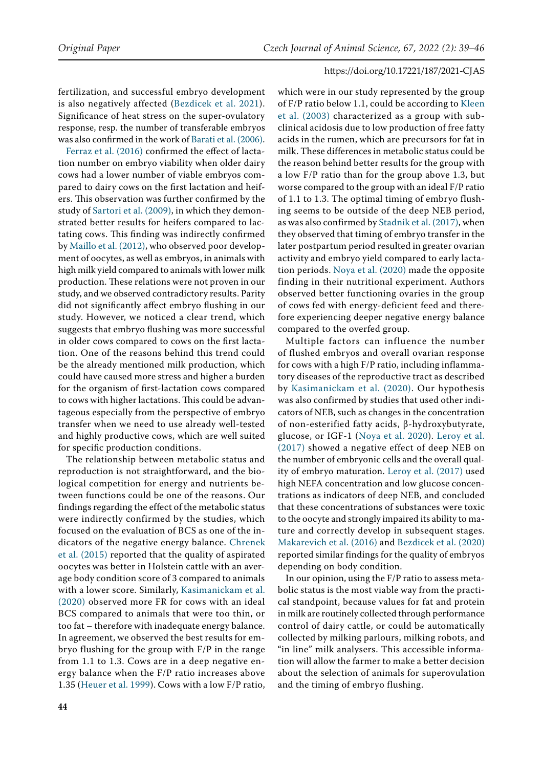fertilization, and successful embryo development is also negatively affected (Bezdicek et al. 2021). Significance of heat stress on the super-ovulatory response, resp. the number of transferable embryos was also confirmed in the work of Barati et al. (2006).

Ferraz et al. (2016) confirmed the effect of lactation number on embryo viability when older dairy cows had a lower number of viable embryos compared to dairy cows on the first lactation and heifers. This observation was further confirmed by the study of Sartori et al. (2009), in which they demonstrated better results for heifers compared to lactating cows. This finding was indirectly confirmed by Maillo et al. (2012), who observed poor development of oocytes, as well as embryos, in animals with high milk yield compared to animals with lower milk production. These relations were not proven in our study, and we observed contradictory results. Parity did not significantly affect embryo flushing in our study. However, we noticed a clear trend, which suggests that embryo flushing was more successful in older cows compared to cows on the first lactation. One of the reasons behind this trend could be the already mentioned milk production, which could have caused more stress and higher a burden for the organism of first-lactation cows compared to cows with higher lactations. This could be advantageous especially from the perspective of embryo transfer when we need to use already well-tested and highly productive cows, which are well suited for specific production conditions.

The relationship between metabolic status and reproduction is not straightforward, and the biological competition for energy and nutrients between functions could be one of the reasons. Our findings regarding the effect of the metabolic status were indirectly confirmed by the studies, which focused on the evaluation of BCS as one of the indicators of the negative energy balance. Chrenek et al. (2015) reported that the quality of aspirated oocytes was better in Holstein cattle with an average body condition score of 3 compared to animals with a lower score. Similarly, Kasimanickam et al. (2020) observed more FR for cows with an ideal BCS compared to animals that were too thin, or too fat – therefore with inadequate energy balance. In agreement, we observed the best results for embryo flushing for the group with F/P in the range from 1.1 to 1.3. Cows are in a deep negative energy balance when the F/P ratio increases above 1.35 (Heuer et al. 1999). Cows with a low F/P ratio, which were in our study represented by the group of F/P ratio below 1.1, could be according to Kleen et al. (2003) characterized as a group with subclinical acidosis due to low production of free fatty acids in the rumen, which are precursors for fat in milk. These differences in metabolic status could be the reason behind better results for the group with a low F/P ratio than for the group above 1.3, but worse compared to the group with an ideal F/P ratio of 1.1 to 1.3. The optimal timing of embryo flushing seems to be outside of the deep NEB period, as was also confirmed by Stadnik et al. (2017), when they observed that timing of embryo transfer in the later postpartum period resulted in greater ovarian activity and embryo yield compared to early lactation periods. Noya et al. (2020) made the opposite finding in their nutritional experiment. Authors observed better functioning ovaries in the group of cows fed with energy-deficient feed and therefore experiencing deeper negative energy balance compared to the overfed group.

Multiple factors can influence the number of flushed embryos and overall ovarian response for cows with a high F/P ratio, including inflammatory diseases of the reproductive tract as described by Kasimanickam et al. (2020). Our hypothesis was also confirmed by studies that used other indicators of NEB, such as changes in the concentration of non-esterified fatty acids, β-hydroxybutyrate, glucose, or IGF-1 (Noya et al. 2020). Leroy et al. (2017) showed a negative effect of deep NEB on the number of embryonic cells and the overall quality of embryo maturation. Leroy et al. (2017) used high NEFA concentration and low glucose concentrations as indicators of deep NEB, and concluded that these concentrations of substances were toxic to the oocyte and strongly impaired its ability to mature and correctly develop in subsequent stages. Makarevich et al. (2016) and Bezdicek et al. (2020) reported similar findings for the quality of embryos depending on body condition.

In our opinion, using the F/P ratio to assess metabolic status is the most viable way from the practical standpoint, because values for fat and protein in milk are routinely collected through performance control of dairy cattle, or could be automatically collected by milking parlours, milking robots, and "in line" milk analysers. This accessible information will allow the farmer to make a better decision about the selection of animals for superovulation and the timing of embryo flushing.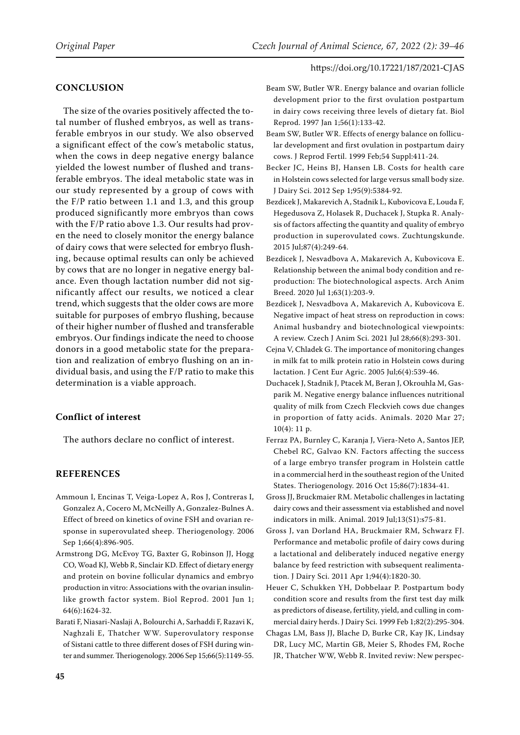## CONCLUSION

The size of the ovaries positively affected the total number of flushed embryos, as well as transferable embryos in our study. We also observed a significant effect of the cow's metabolic status, when the cows in deep negative energy balance yielded the lowest number of flushed and transferable embryos. The ideal metabolic state was in our study represented by a group of cows with the F/P ratio between 1.1 and 1.3, and this group produced significantly more embryos than cows with the F/P ratio above 1.3. Our results had proven the need to closely monitor the energy balance of dairy cows that were selected for embryo flushing, because optimal results can only be achieved by cows that are no longer in negative energy balance. Even though lactation number did not significantly affect our results, we noticed a clear trend, which suggests that the older cows are more suitable for purposes of embryo flushing, because of their higher number of flushed and transferable embryos. Our findings indicate the need to choose donors in a good metabolic state for the preparation and realization of embryo flushing on an individual basis, and using the F/P ratio to make this determination is a viable approach.

### Conflict of interest

The authors declare no conflict of interest.

## REFERENCES

Ammoun I, Encinas T, Veiga-Lopez A, Ros J, Contreras I, Gonzalez A, Cocero M, McNeilly A, Gonzalez-Bulnes A. Effect of breed on kinetics of ovine FSH and ovarian response in superovulated sheep. Theriogenology. 2006 Sep 1;66(4):896-905.

Armstrong DG, McEvoy TG, Baxter G, Robinson JJ, Hogg CO, Woad KJ, Webb R, Sinclair KD. Effect of dietary energy and protein on bovine follicular dynamics and embryo production in vitro: Associations with the ovarian insulin-like growth factor system. Biol Reprod. 2001 Jun 1; 64(6):1624-32.

Barati F, Niasari-Naslaji A, Bolourchi A, Sarhaddi F, Razavi K, Naghzali E, Thatcher WW. Superovulatory response of Sistani cattle to three different doses of FSH during winter and summer. Theriogenology. 2006 Sep 15;66(5):1149-55.

Beam SW, Butler WR. Energy balance and ovarian follicle development prior to the first ovulation postpartum in dairy cows receiving three levels of dietary fat. Biol Reprod. 1997 Jan 1;56(1):133-42.

Beam SW, Butler WR. Effects of energy balance on follicular development and first ovulation in postpartum dairy cows. J Reprod Fertil. 1999 Feb;54 Suppl:411-24.

Becker JC, Heins BJ, Hansen LB. Costs for health care in Holstein cows selected for large versus small body size. J Dairy Sci. 2012 Sep 1;95(9):5384-92.

Bezdicek J, Makarevich A, Stadnik L, Kubovicova E, Louda F, Hegedusova Z, Holasek R, Duchacek J, Stupka R. Analysis of factors affecting the quantity and quality of embryo production in superovulated cows. Zuchtungskunde. 2015 Jul;87(4):249-64.

Bezdicek J, Nesvadbova A, Makarevich A, Kubovicova E. Relationship between the animal body condition and reproduction: The biotechnological aspects. Arch Anim Breed. 2020 Jul 1;63(1):203-9.

Bezdicek J, Nesvadbova A, Makarevich A, Kubovicova E. Negative impact of heat stress on reproduction in cows: Animal husbandry and biotechnological viewpoints: A review. Czech J Anim Sci. 2021 Jul 28;66(8):293-301.

Cejna V, Chladek G. The importance of monitoring changes in milk fat to milk protein ratio in Holstein cows during lactation. J Cent Eur Agric. 2005 Jul;6(4):539-46.

Duchacek J, Stadnik J, Ptacek M, Beran J, Okrouhla M, Gasparik M. Negative energy balance influences nutritional quality of milk from Czech Fleckvieh cows due changes in proportion of fatty acids. Animals. 2020 Mar 27; 10(4): 11 p.

Ferraz PA, Burnley C, Karanja J, Viera-Neto A, Santos JEP, Chebel RC, Galvao KN. Factors affecting the success of a large embryo transfer program in Holstein cattle in a commercial herd in the southeast region of the United States. Theriogenology. 2016 Oct 15;86(7):1834-41.

Gross JJ, Bruckmaier RM. Metabolic challenges in lactating dairy cows and their assessment via established and novel indicators in milk. Animal. 2019 Jul;13(S1):s75-81.

Gross J, van Dorland HA, Bruckmaier RM, Schwarz FJ. Performance and metabolic profile of dairy cows during a lactational and deliberately induced negative energy balance by feed restriction with subsequent realimentation. J Dairy Sci. 2011 Apr 1;94(4):1820-30.

Heuer C, Schukken YH, Dobbelaar P. Postpartum body condition score and results from the first test day milk as predictors of disease, fertility, yield, and culling in commercial dairy herds. J Dairy Sci. 1999 Feb 1;82(2):295-304.

Chagas LM, Bass JJ, Blache D, Burke CR, Kay JK, Lindsay DR, Lucy MC, Martin GB, Meier S, Rhodes FM, Roche JR, Thatcher WW, Webb R. Invited reviw: New perspec-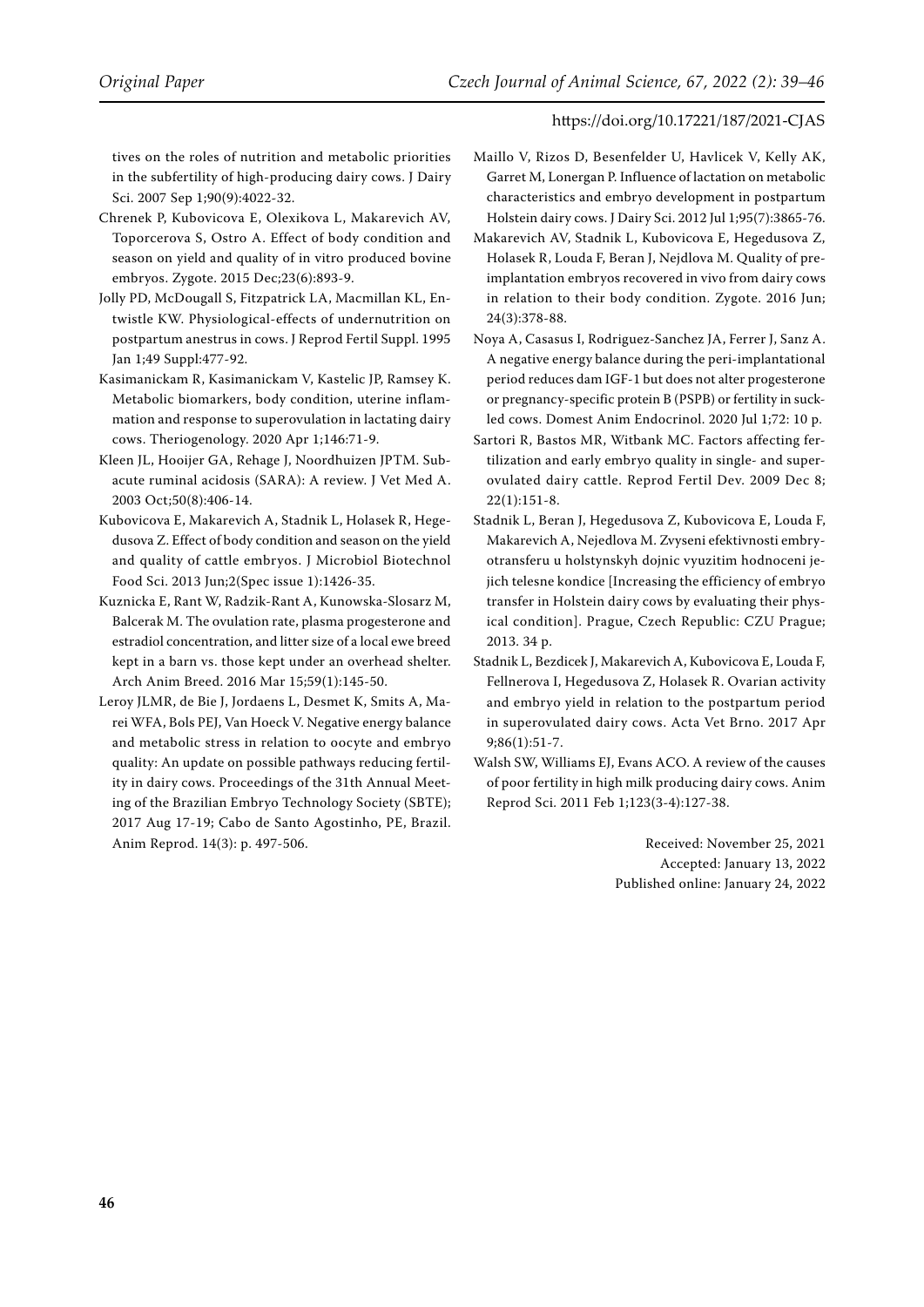tives on the roles of nutrition and metabolic priorities in the subfertility of high-producing dairy cows. J Dairy Sci. 2007 Sep 1;90(9):4022-32.

Chrenek P, Kubovicova E, Olexikova L, Makarevich AV, Toporcerova S, Ostro A. Effect of body condition and season on yield and quality of in vitro produced bovine embryos. Zygote. 2015 Dec;23(6):893-9.

Jolly PD, McDougall S, Fitzpatrick LA, Macmillan KL, Entwistle KW. Physiological-effects of undernutrition on postpartum anestrus in cows. J Reprod Fertil Suppl. 1995 Jan 1;49 Suppl:477-92.

Kasimanickam R, Kasimanickam V, Kastelic JP, Ramsey K. Metabolic biomarkers, body condition, uterine inflammation and response to superovulation in lactating dairy cows. Theriogenology. 2020 Apr 1;146:71-9.

Kleen JL, Hooijer GA, Rehage J, Noordhuizen JPTM. Subacute ruminal acidosis (SARA): A review. J Vet Med A. 2003 Oct;50(8):406-14.

Kubovicova E, Makarevich A, Stadnik L, Holasek R, Hegedusova Z. Effect of body condition and season on the yield and quality of cattle embryos. J Microbiol Biotechnol Food Sci. 2013 Jun;2(Spec issue 1):1426-35.

Kuznicka E, Rant W, Radzik-Rant A, Kunowska-Slosarz M, Balcerak M. The ovulation rate, plasma progesterone and estradiol concentration, and litter size of a local ewe breed kept in a barn vs. those kept under an overhead shelter. Arch Anim Breed. 2016 Mar 15;59(1):145-50.

Leroy JLMR, de Bie J, Jordaens L, Desmet K, Smits A, Marei WFA, Bols PEJ, Van Hoeck V. Negative energy balance and metabolic stress in relation to oocyte and embryo quality: An update on possible pathways reducing fertility in dairy cows. Proceedings of the 31th Annual Meeting of the Brazilian Embryo Technology Society (SBTE); 2017 Aug 17-19; Cabo de Santo Agostinho, PE, Brazil. Anim Reprod. 14(3): p. 497-506.

Maillo V, Rizos D, Besenfelder U, Havlicek V, Kelly AK, Garret M, Lonergan P. Influence of lactation on metabolic characteristics and embryo development in postpartum Holstein dairy cows. J Dairy Sci. 2012 Jul 1;95(7):3865-76.

Makarevich AV, Stadnik L, Kubovicova E, Hegedusova Z, Holasek R, Louda F, Beran J, Nejdlova M. Quality of preimplantation embryos recovered in vivo from dairy cows in relation to their body condition. Zygote. 2016 Jun; 24(3):378-88.

Noya A, Casasus I, Rodriguez-Sanchez JA, Ferrer J, Sanz A. A negative energy balance during the peri-implantational period reduces dam IGF-1 but does not alter progesterone or pregnancy-specific protein B (PSPB) or fertility in suckled cows. Domest Anim Endocrinol. 2020 Jul 1;72: 10 p.

Sartori R, Bastos MR, Witbank MC. Factors affecting fertilization and early embryo quality in single- and superovulated dairy cattle. Reprod Fertil Dev. 2009 Dec 8; 22(1):151-8.

Stadnik L, Beran J, Hegedusova Z, Kubovicova E, Louda F, Makarevich A, Nejedlova M. Zvyseni efektivnosti embryotransferu u holstynskyh dojnic vyuzitim hodnoceni jejich telesne kondice [Increasing the efficiency of embryo transfer in Holstein dairy cows by evaluating their physical condition]. Prague, Czech Republic: CZU Prague; 2013. 34 p.

Stadnik L, Bezdicek J, Makarevich A, Kubovicova E, Louda F, Fellnerova I, Hegedusova Z, Holasek R. Ovarian activity and embryo yield in relation to the postpartum period in superovulated dairy cows. Acta Vet Brno. 2017 Apr 9;86(1):51-7.

Walsh SW, Williams EJ, Evans ACO. A review of the causes of poor fertility in high milk producing dairy cows. Anim Reprod Sci. 2011 Feb 1;123(3-4):127-38.

Received: November 25, 2021
Accepted: January 13, 2022
Published online: January 24, 2022